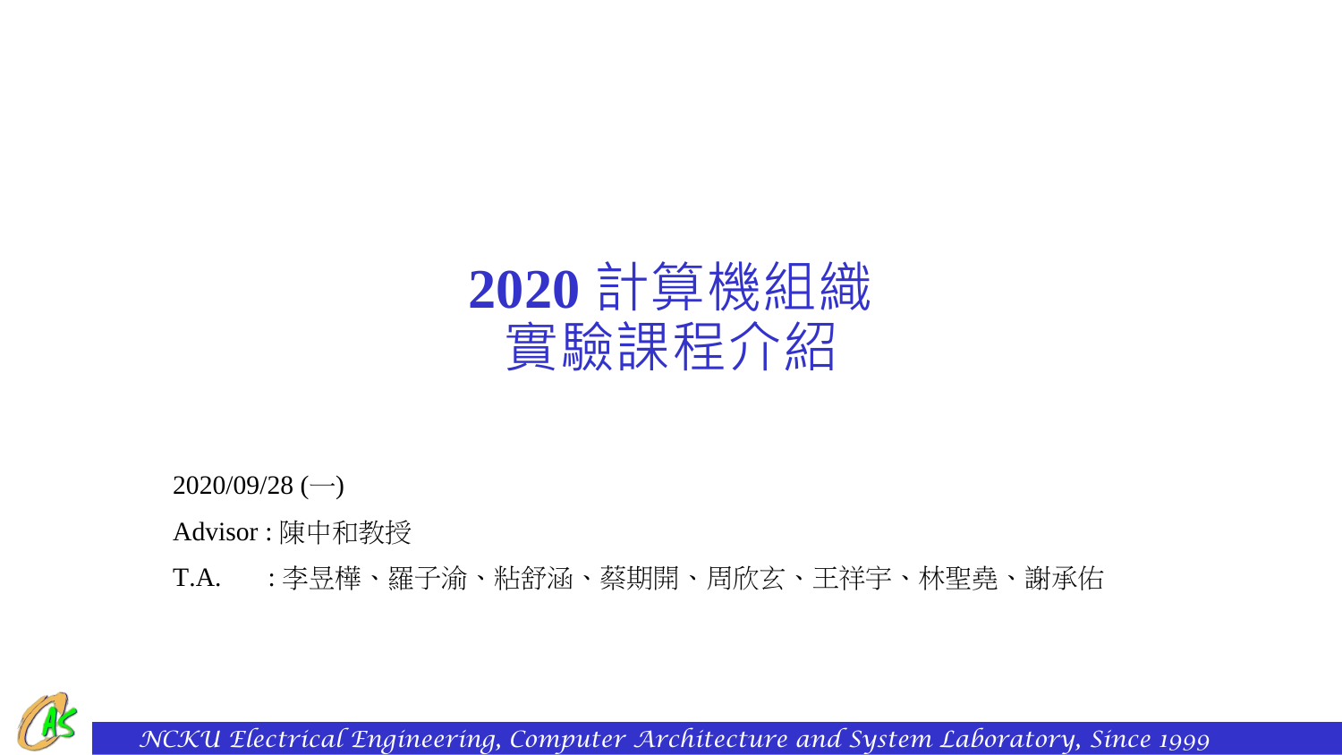# 2020 計算機組織
# 實驗課程介紹

2020/09/28 (一)

Advisor : 陳中和教授

T.A.　　: 李昱樺、羅子渝、粘舒涵、蔡期開、周欣玄、王祥宇、林聖堯、謝承佑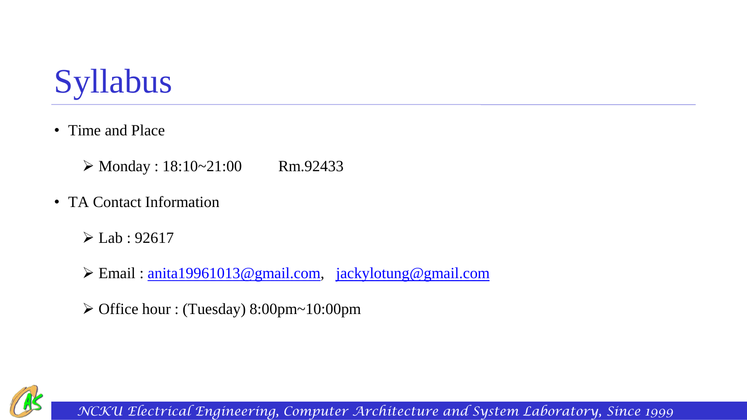# Syllabus

- Time and Place
  - Monday : 18:10~21:00 Rm.92433
- TA Contact Information
  - Lab : 92617
  - Email : anita19961013@gmail.com, jackylotung@gmail.com
  - Office hour : (Tuesday) 8:00pm~10:00pm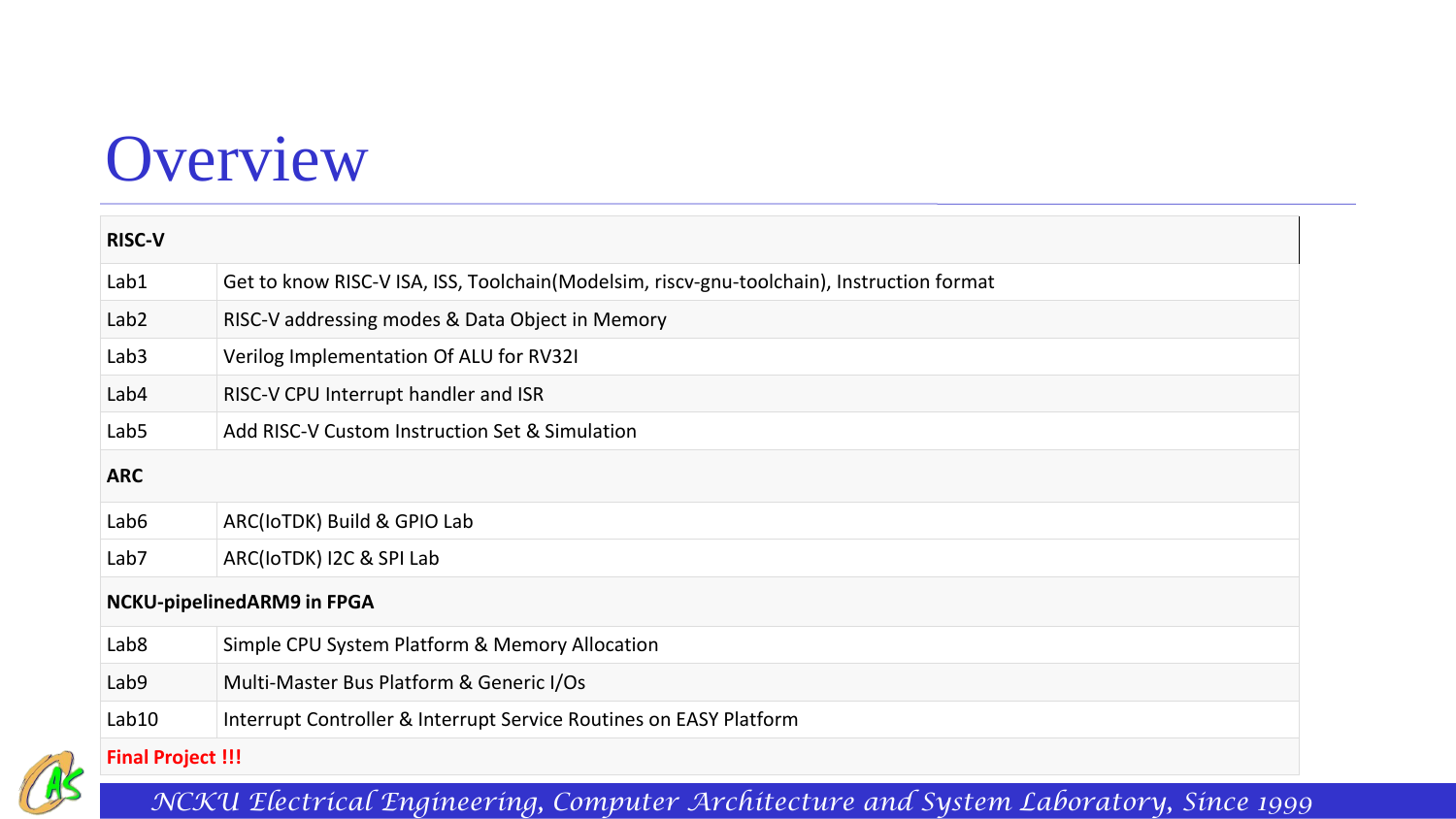# Overview

| RISC-V | |
|---|---|
| Lab1 | Get to know RISC-V ISA, ISS, Toolchain(Modelsim, riscv-gnu-toolchain), Instruction format |
| Lab2 | RISC-V addressing modes & Data Object in Memory |
| Lab3 | Verilog Implementation Of ALU for RV32I |
| Lab4 | RISC-V CPU Interrupt handler and ISR |
| Lab5 | Add RISC-V Custom Instruction Set & Simulation |
| **ARC** | |
| Lab6 | ARC(IoTDK) Build & GPIO Lab |
| Lab7 | ARC(IoTDK) I2C & SPI Lab |
| **NCKU-pipelinedARM9 in FPGA** | |
| Lab8 | Simple CPU System Platform & Memory Allocation |
| Lab9 | Multi-Master Bus Platform & Generic I/Os |
| Lab10 | Interrupt Controller & Interrupt Service Routines on EASY Platform |
| **Final Project !!!** | |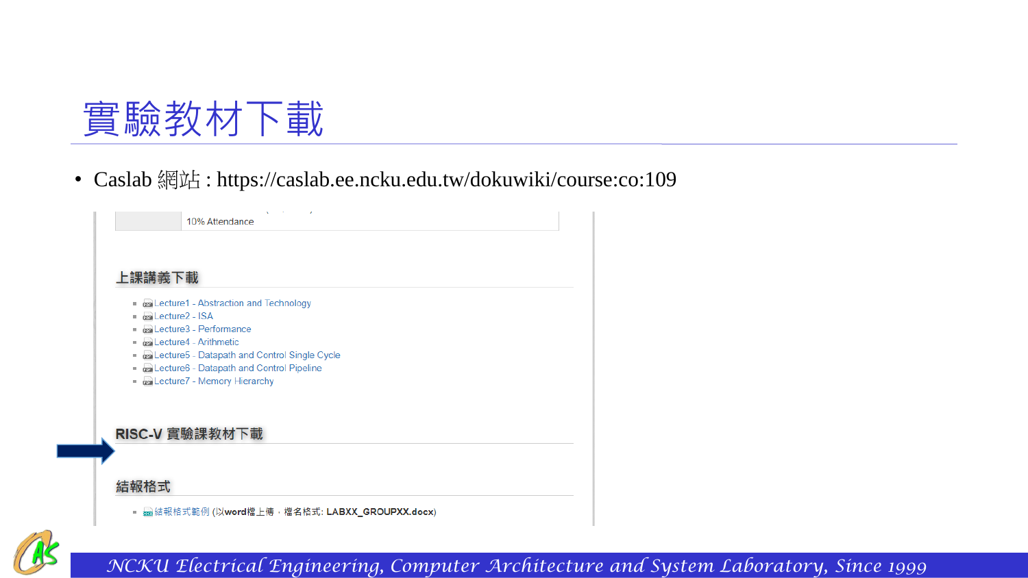# 實驗教材下載

- Caslab 網站 : https://caslab.ee.ncku.edu.tw/dokuwiki/course:co:109

| | 10% Attendance |
|---|---|

## 上課講義下載

- Lecture1 - Abstraction and Technology
- Lecture2 - ISA
- Lecture3 - Performance
- Lecture4 - Arithmetic
- Lecture5 - Datapath and Control Single Cycle
- Lecture6 - Datapath and Control Pipeline
- Lecture7 - Memory Hierarchy

## RISC-V 實驗課教材下載

## 結報格式

- 結報格式範例 (以**word**檔上傳，檔名格式: **LABXX_GROUPXX.docx**)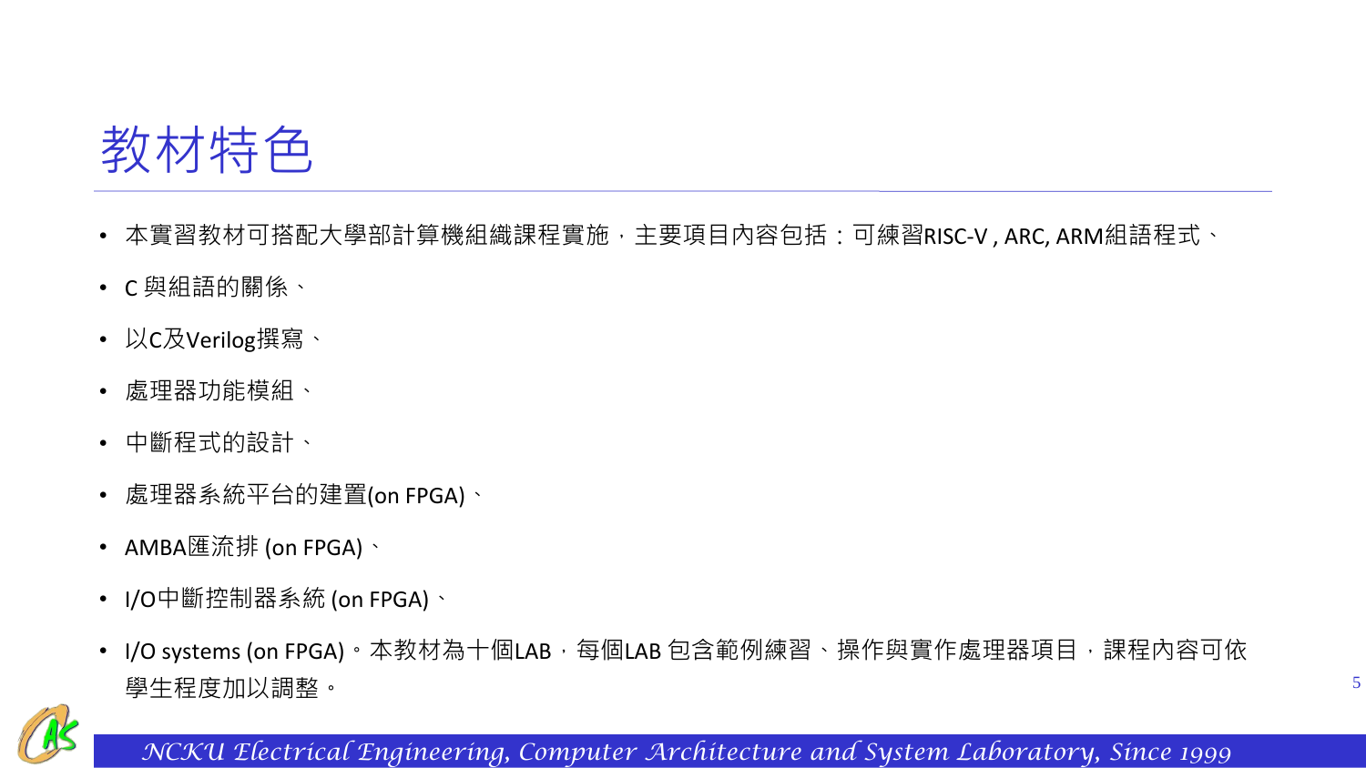# 教材特色

- 本實習教材可搭配大學部計算機組織課程實施，主要項目內容包括：可練習RISC-V , ARC, ARM組語程式、
- C 與組語的關係、
- 以C及Verilog撰寫、
- 處理器功能模組、
- 中斷程式的設計、
- 處理器系統平台的建置(on FPGA)、
- AMBA匯流排 (on FPGA)、
- I/O中斷控制器系統 (on FPGA)、
- I/O systems (on FPGA)。本教材為十個LAB，每個LAB 包含範例練習、操作與實作處理器項目，課程內容可依學生程度加以調整。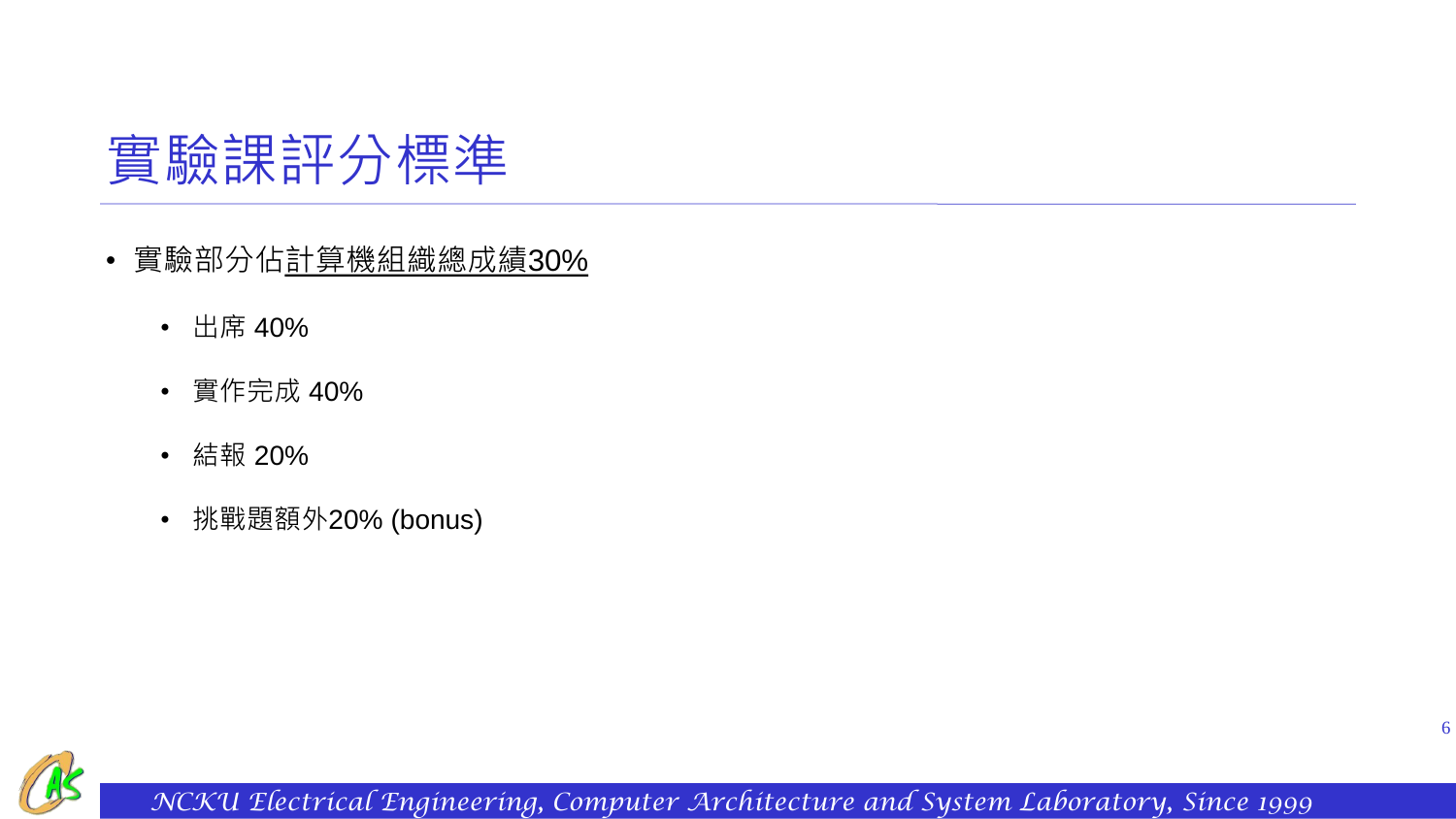# 實驗課評分標準

- 實驗部分佔計算機組織總成績30%
  - 出席 40%
  - 實作完成 40%
  - 結報 20%
  - 挑戰題額外20% (bonus)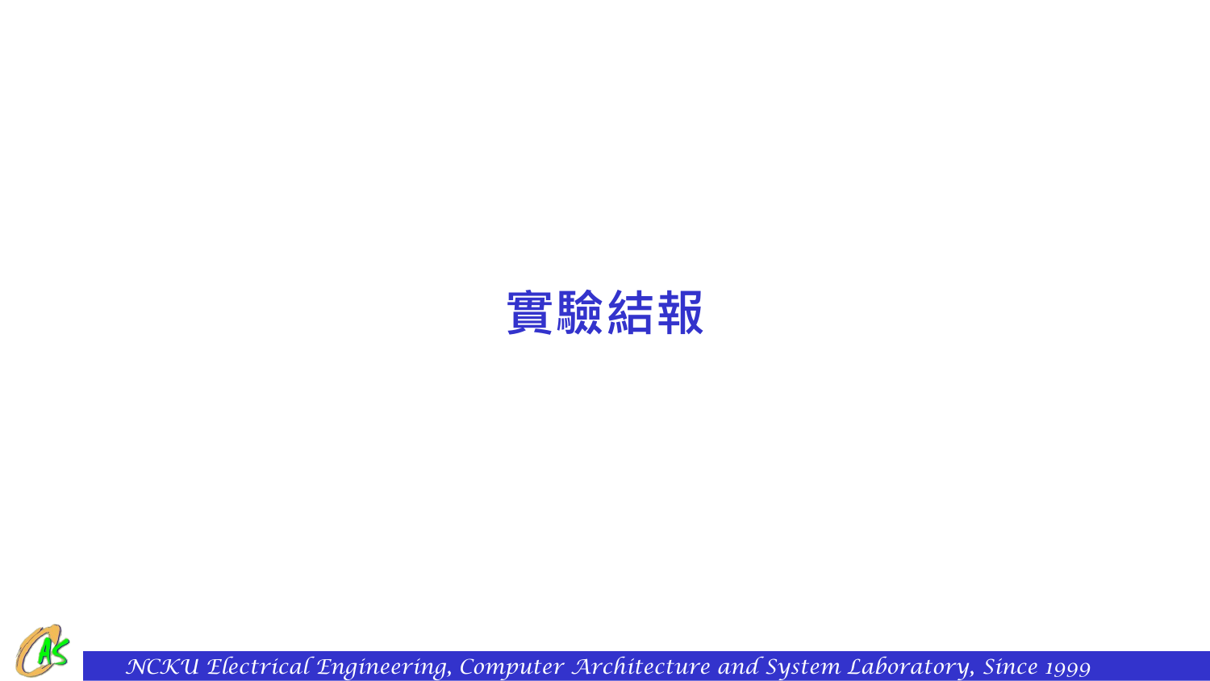# 實驗結報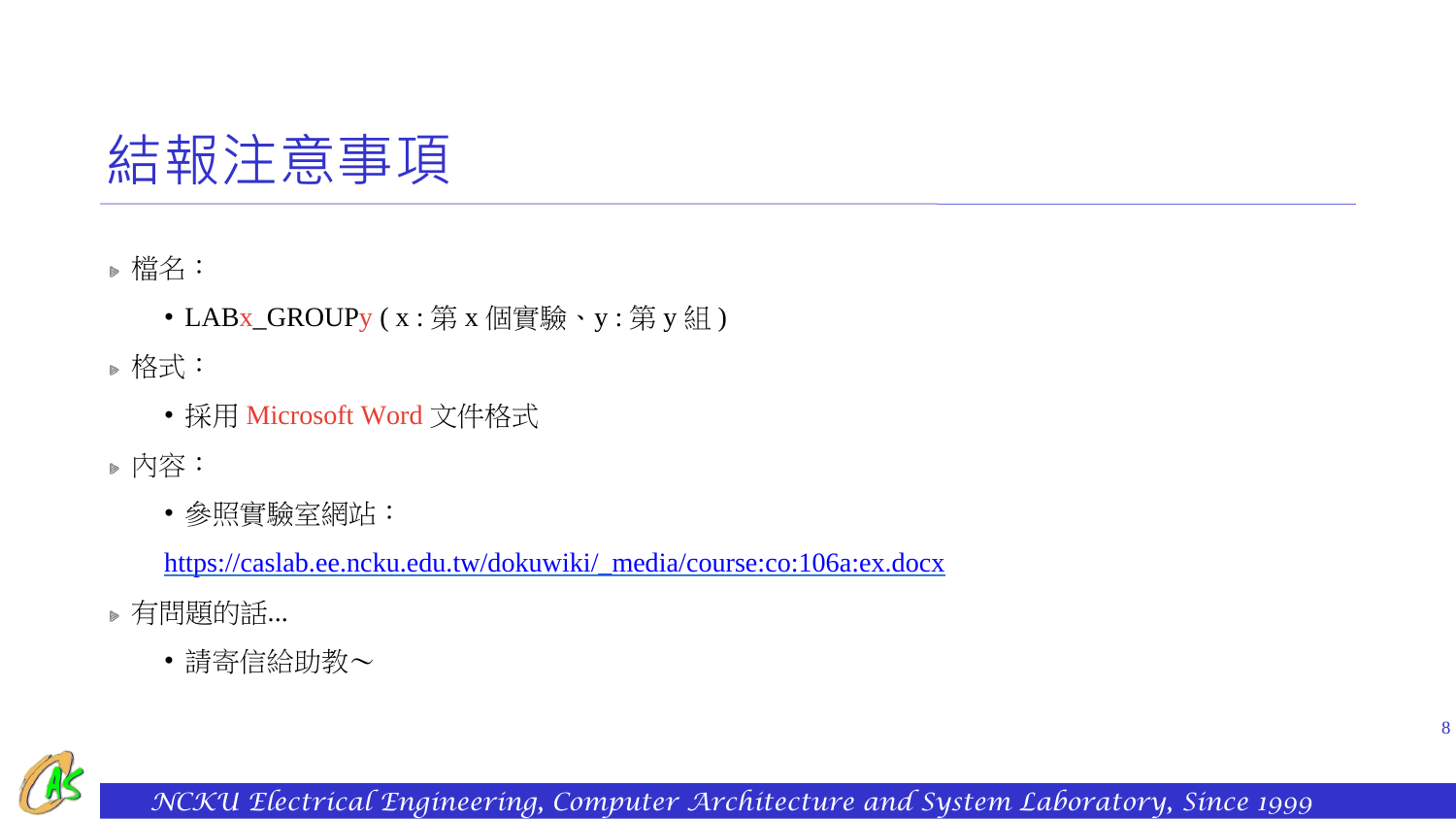# 結報注意事項

- 檔名：
  - LABx_GROUPy ( x : 第 x 個實驗、y : 第 y 組 )
- 格式：
  - 採用 Microsoft Word 文件格式
- 內容：
  - 參照實驗室網站：

    https://caslab.ee.ncku.edu.tw/dokuwiki/_media/course:co:106a:ex.docx
- 有問題的話...
  - 請寄信給助教～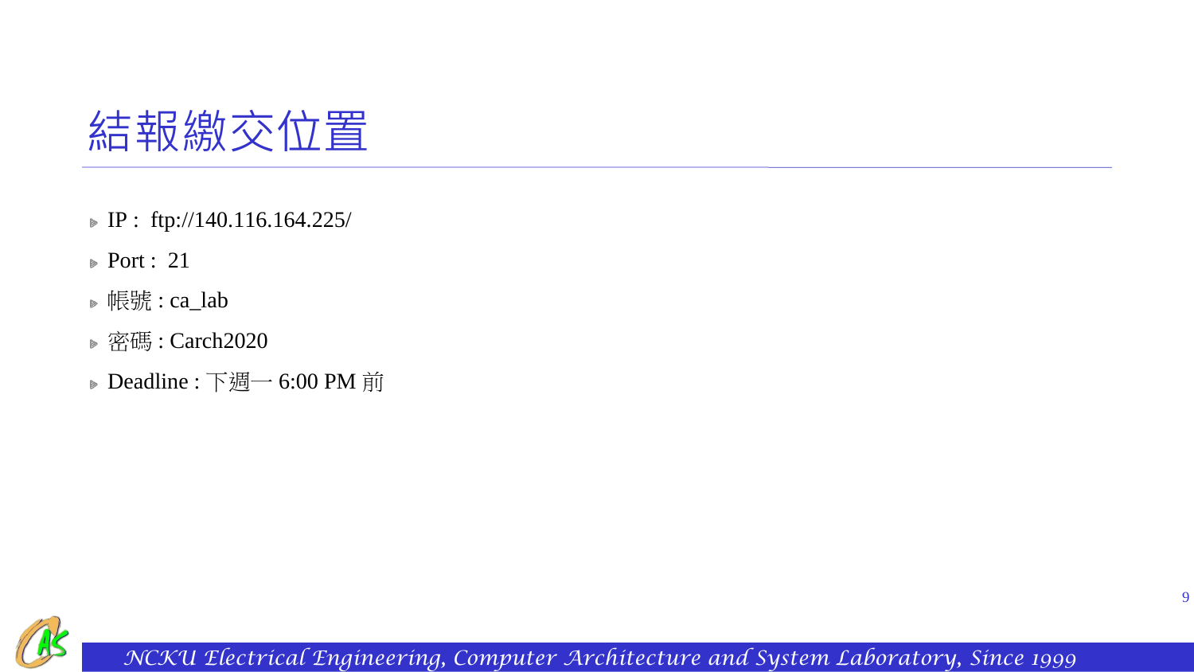# 結報繳交位置

- IP : ftp://140.116.164.225/
- Port : 21
- 帳號 : ca_lab
- 密碼 : Carch2020
- Deadline : 下週一 6:00 PM 前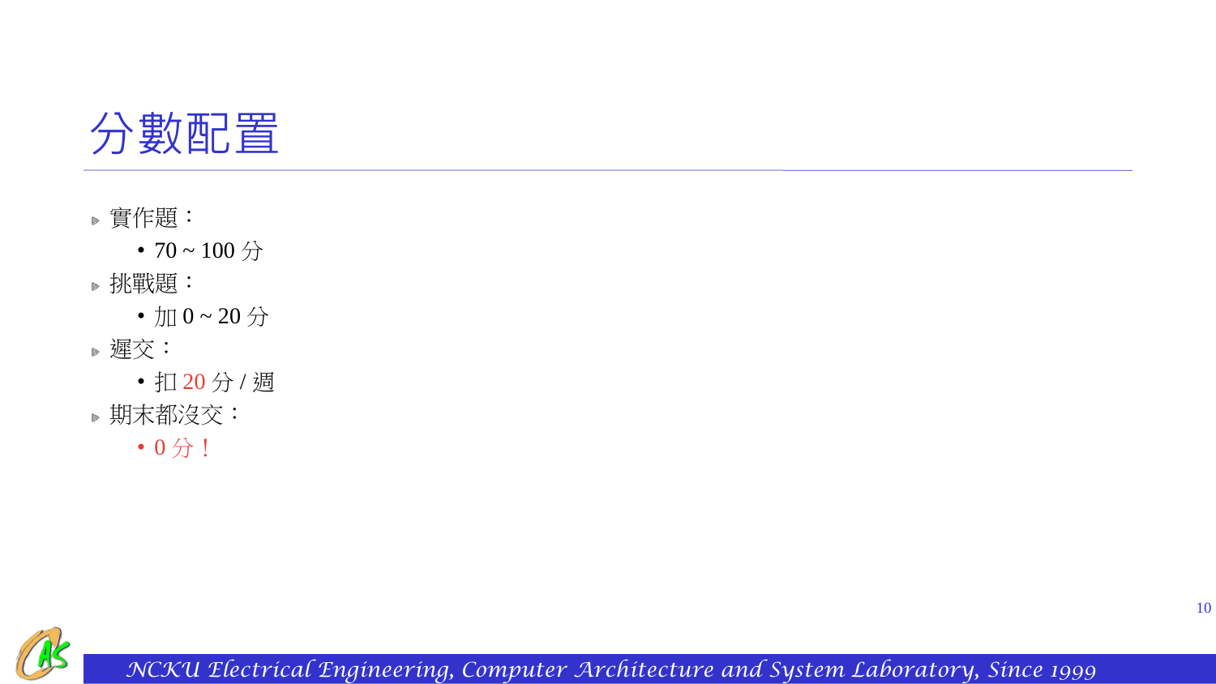# 分數配置

- 實作題：
  - 70 ~ 100 分
- 挑戰題：
  - 加 0 ~ 20 分
- 遲交：
  - 扣 20 分 / 週
- 期末都沒交：
  - 0 分！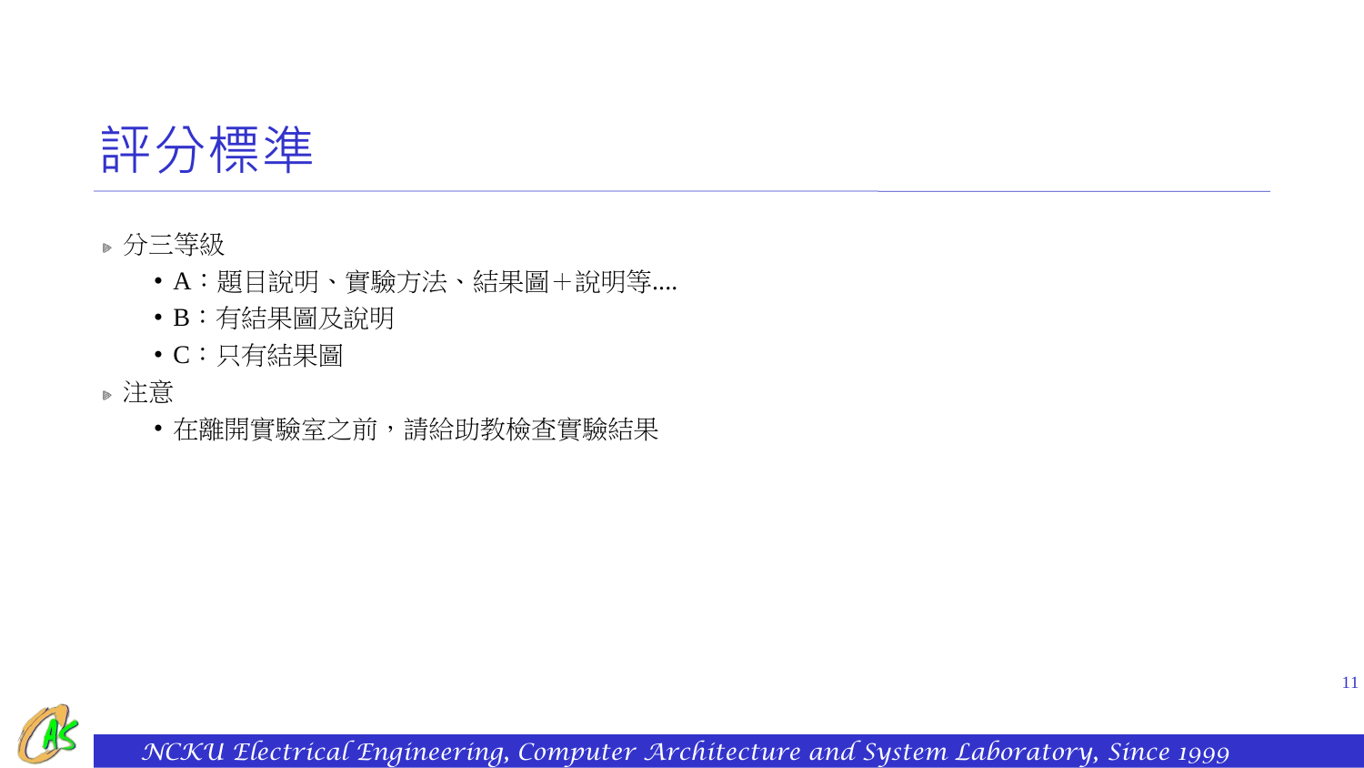# 評分標準

- 分三等級
  - A：題目說明、實驗方法、結果圖＋說明等....
  - B：有結果圖及說明
  - C：只有結果圖
- 注意
  - 在離開實驗室之前，請給助教檢查實驗結果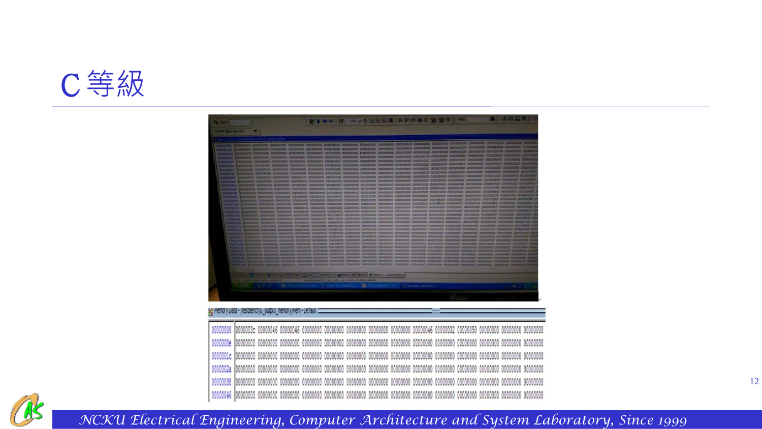# C 等級

Memory Data - /testbench/u_output_memory/Mem - Default

```
00000000  0000003c 00000046 00000046 00000000 00000000 00000000 00000000 00000000 00000046 00000032 00000050 00000000 00000000 00000000
0000000e  00000000 00000000 00000000 00000000 00000000 00000000 00000000 00000000 00000000 00000000 00000000 00000000 00000000 00000000
0000001c  00000000 00000000 00000000 00000000 00000000 00000000 00000000 00000000 00000000 00000000 00000000 00000000 00000000 00000000
0000002a  00000000 00000000 00000000 00000000 00000000 00000000 00000000 00000000 00000000 00000000 00000000 00000000 00000000 00000000
00000038  00000000 00000000 00000000 00000000 00000000 00000000 00000000 00000000 00000000 00000000 00000000 00000000 00000000 00000000
00000046  00000000 00000000 00000000 00000000 00000000 00000000 00000000 00000000 00000000 00000000 00000000 00000000 00000000 00000000
```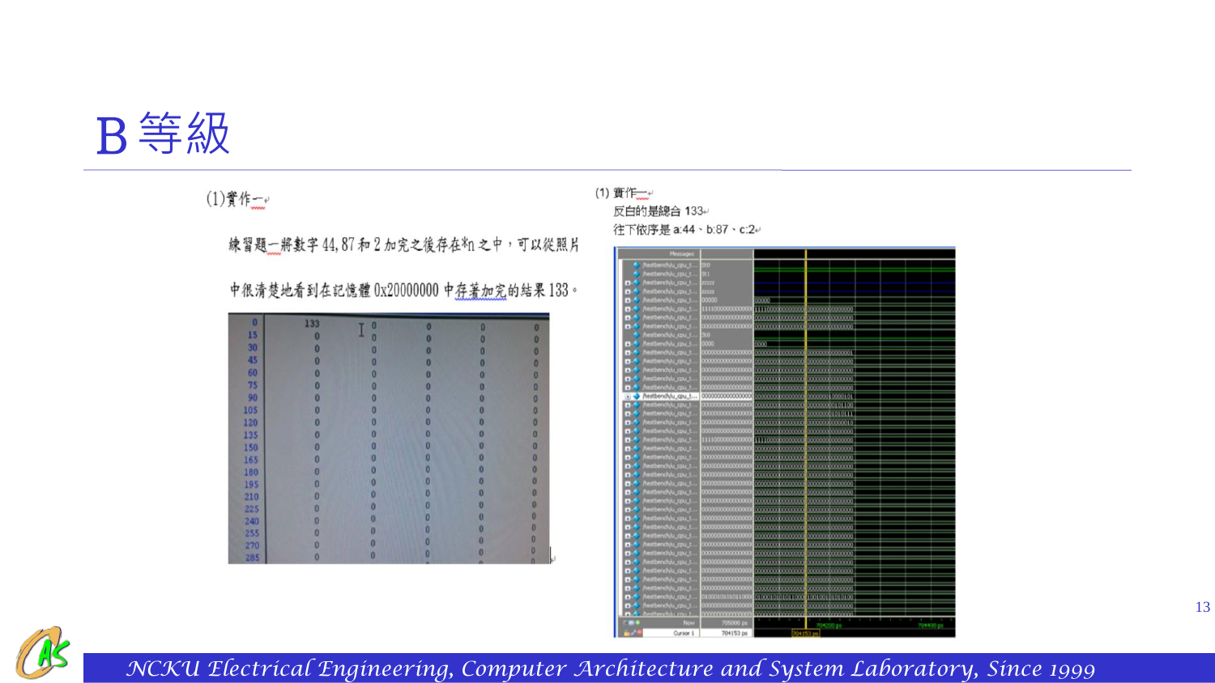# B 等級

(1)實作一

練習題一將數字 44, 87 和 2 加完之後存在\$\n 之中，可以從照片中很清楚地看到在記憶體 0x20000000 中存著加完的結果 133。

(1) 實作一

反白的是總合 133

往下依序是 a:44、b:87、c:2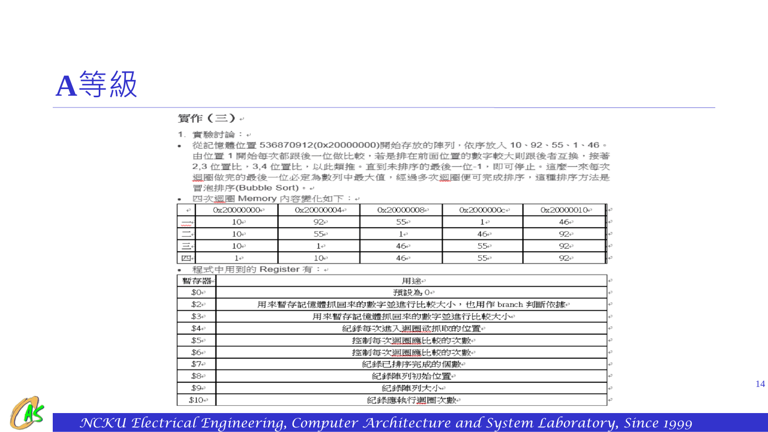# A等級

**實作（三）**

1. 實驗討論：

- 從記憶體位置 536870912(0x20000000)開始存放的陣列，依序放入 10、92、55、1、46。由位置 1 開始每次都跟後一位做比較，若是排在前面位置的數字較大則跟後者互換，接著 2,3 位置比，3,4 位置比，以此類推。直到未排序的最後一位-1，即可停止。這麼一來每次迴圈做完的最後一位必定為數列中最大值，經過多次迴圈便可完成排序，這種排序方法是冒泡排序(Bubble Sort)。
- 四次迴圈 Memory 內容變化如下：

| | 0x20000000 | 0x20000004 | 0x20000008 | 0x2000000c | 0x20000010 |
|---|---|---|---|---|---|
| 一 | 10 | 92 | 55 | 1 | 46 |
| 二 | 10 | 55 | 1 | 46 | 92 |
| 三 | 10 | 1 | 46 | 55 | 92 |
| 四 | 1 | 10 | 46 | 55 | 92 |

- 程式中用到的 Register 有：

| 暫存器 | 用途 |
|---|---|
| $0 | 預設為 0 |
| $2 | 用來暫存記憶體抓回來的數字並進行比較大小，也用作 branch 判斷依據 |
| $3 | 用來暫存記憶體抓回來的數字並進行比較大小 |
| $4 | 紀錄每次進入迴圈欲抓取的位置 |
| $5 | 控制每次迴圈應比較的次數 |
| $6 | 控制每次迴圈應比較的次數 |
| $7 | 紀錄已排序完成的個數 |
| $8 | 紀錄陣列初始位置 |
| $9 | 紀錄陣列大小 |
| $10 | 紀錄應執行迴圈次數 |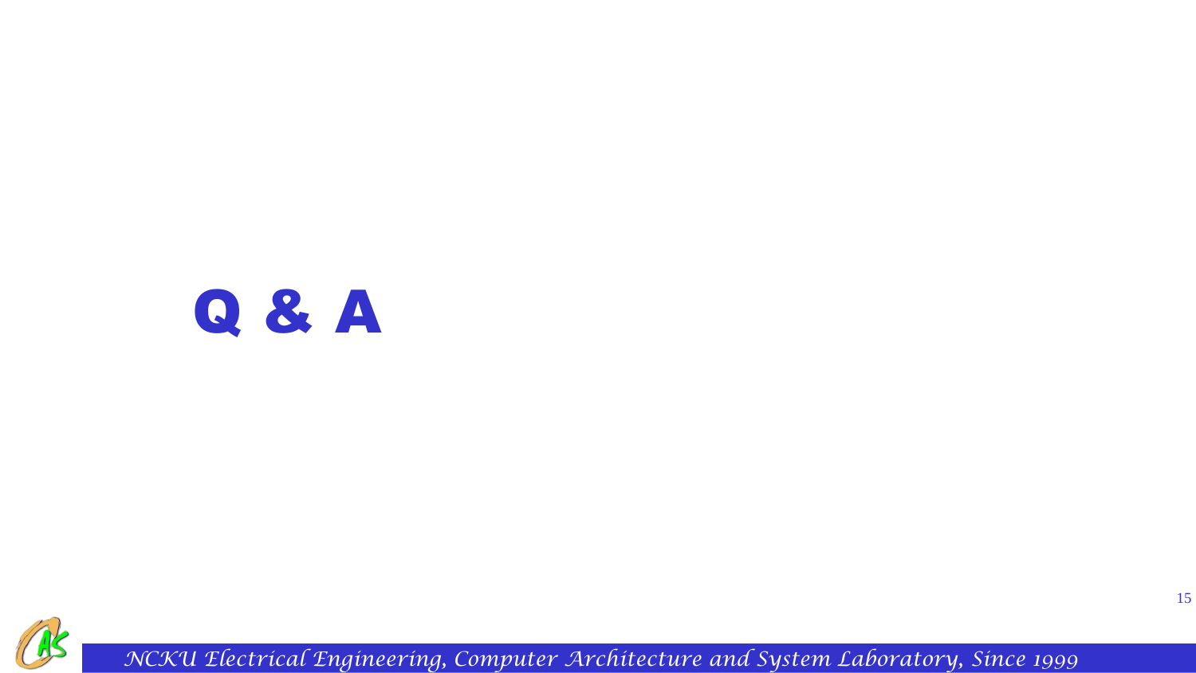# Q & A